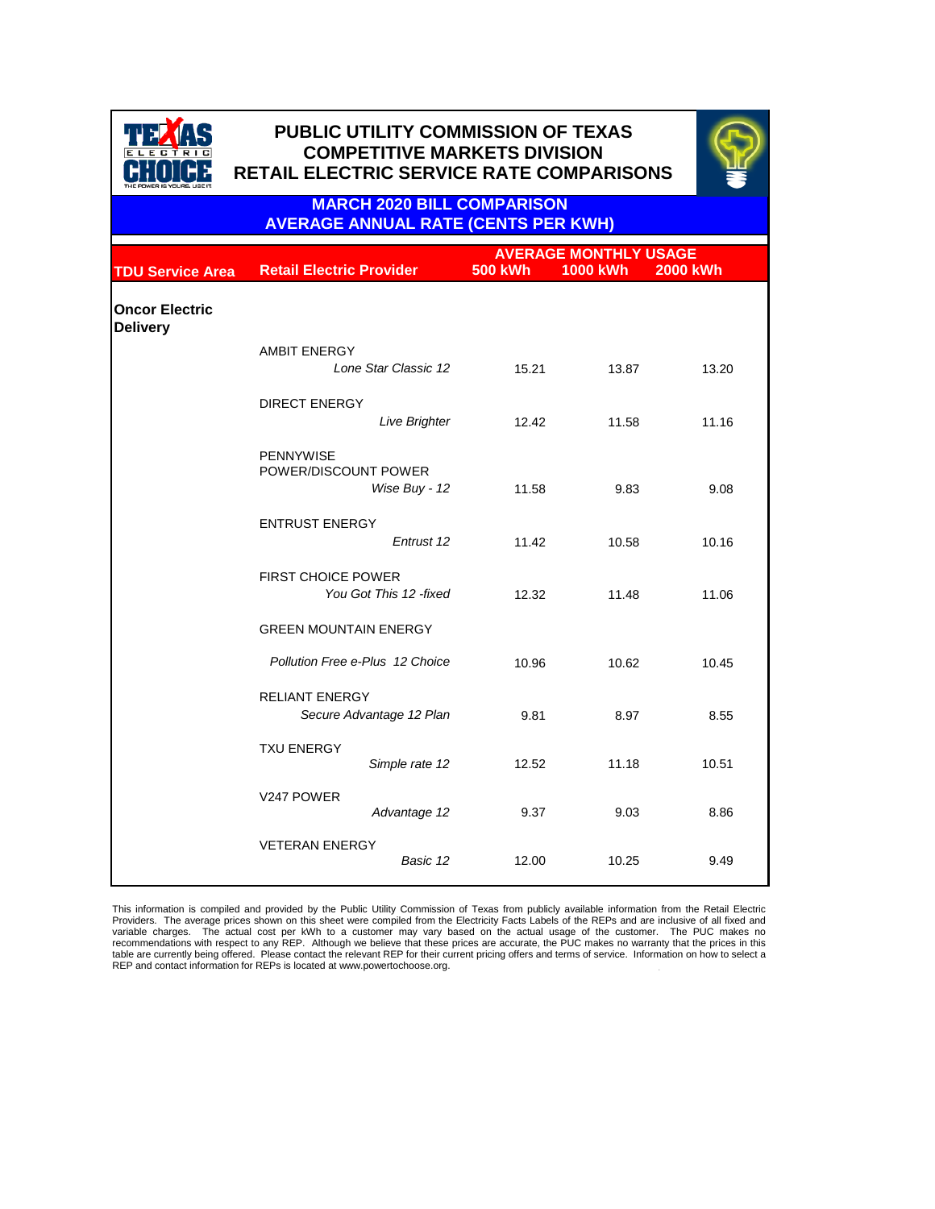# PUBLIC UTILITY COMMISSION OF TEXAS
## COMPETITIVE MARKETS DIVISION
## RETAIL ELECTRIC SERVICE RATE COMPARISONS

### MARCH 2020 BILL COMPARISON
### AVERAGE ANNUAL RATE (CENTS PER KWH)

| TDU Service Area | Retail Electric Provider | AVERAGE MONTHLY USAGE 500 kWh | 1000 kWh | 2000 kWh |
|---|---|---|---|---|
| **Oncor Electric Delivery** | | | | |
| | AMBIT ENERGY *Lone Star Classic 12* | 15.21 | 13.87 | 13.20 |
| | DIRECT ENERGY *Live Brighter* | 12.42 | 11.58 | 11.16 |
| | PENNYWISE POWER/DISCOUNT POWER *Wise Buy - 12* | 11.58 | 9.83 | 9.08 |
| | ENTRUST ENERGY *Entrust 12* | 11.42 | 10.58 | 10.16 |
| | FIRST CHOICE POWER *You Got This 12 -fixed* | 12.32 | 11.48 | 11.06 |
| | GREEN MOUNTAIN ENERGY *Pollution Free e-Plus 12 Choice* | 10.96 | 10.62 | 10.45 |
| | RELIANT ENERGY *Secure Advantage 12 Plan* | 9.81 | 8.97 | 8.55 |
| | TXU ENERGY *Simple rate 12* | 12.52 | 11.18 | 10.51 |
| | V247 POWER *Advantage 12* | 9.37 | 9.03 | 8.86 |
| | VETERAN ENERGY *Basic 12* | 12.00 | 10.25 | 9.49 |

This information is compiled and provided by the Public Utility Commission of Texas from publicly available information from the Retail Electric Providers. The average prices shown on this sheet were compiled from the Electricity Facts Labels of the REPs and are inclusive of all fixed and variable charges. The actual cost per kWh to a customer may vary based on the actual usage of the customer. The PUC makes no recommendations with respect to any REP. Although we believe that these prices are accurate, the PUC makes no warranty that the prices in this table are currently being offered. Please contact the relevant REP for their current pricing offers and terms of service. Information on how to select a REP and contact information for REPs is located at www.powertochoose.org.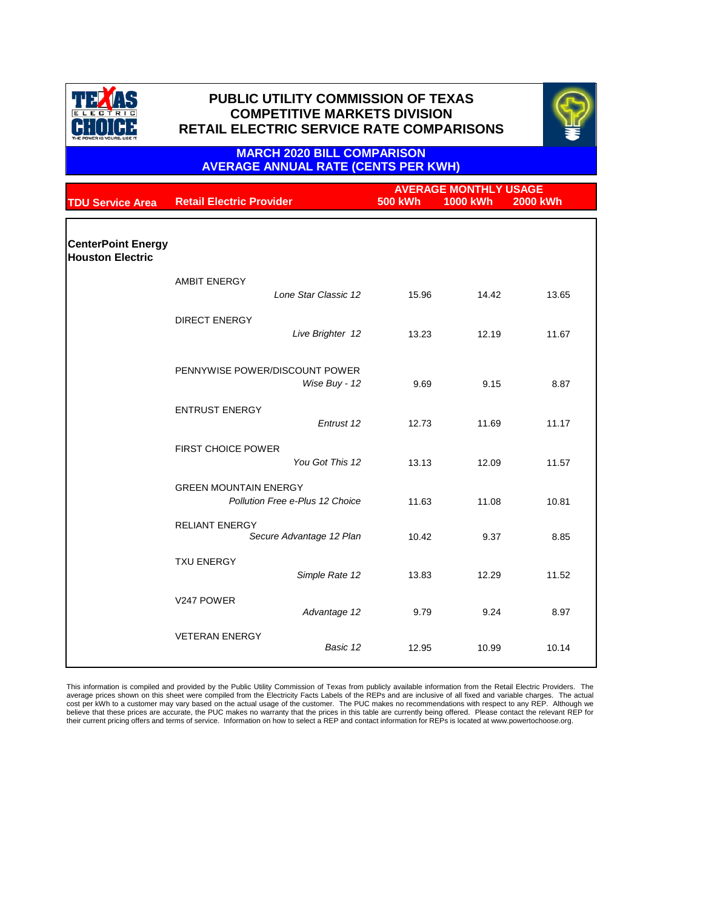# PUBLIC UTILITY COMMISSION OF TEXAS
## COMPETITIVE MARKETS DIVISION
## RETAIL ELECTRIC SERVICE RATE COMPARISONS

### MARCH 2020 BILL COMPARISON
### AVERAGE ANNUAL RATE (CENTS PER KWH)

| TDU Service Area | Retail Electric Provider | AVERAGE MONTHLY USAGE 500 kWh | 1000 kWh | 2000 kWh |
|---|---|---|---|---|
| **CenterPoint Energy Houston Electric** | | | | |
| | AMBIT ENERGY | | | |
| | *Lone Star Classic 12* | 15.96 | 14.42 | 13.65 |
| | DIRECT ENERGY | | | |
| | *Live Brighter 12* | 13.23 | 12.19 | 11.67 |
| | PENNYWISE POWER/DISCOUNT POWER | | | |
| | *Wise Buy - 12* | 9.69 | 9.15 | 8.87 |
| | ENTRUST ENERGY | | | |
| | *Entrust 12* | 12.73 | 11.69 | 11.17 |
| | FIRST CHOICE POWER | | | |
| | *You Got This 12* | 13.13 | 12.09 | 11.57 |
| | GREEN MOUNTAIN ENERGY | | | |
| | *Pollution Free e-Plus 12 Choice* | 11.63 | 11.08 | 10.81 |
| | RELIANT ENERGY | | | |
| | *Secure Advantage 12 Plan* | 10.42 | 9.37 | 8.85 |
| | TXU ENERGY | | | |
| | *Simple Rate 12* | 13.83 | 12.29 | 11.52 |
| | V247 POWER | | | |
| | *Advantage 12* | 9.79 | 9.24 | 8.97 |
| | VETERAN ENERGY | | | |
| | *Basic 12* | 12.95 | 10.99 | 10.14 |

This information is compiled and provided by the Public Utility Commission of Texas from publicly available information from the Retail Electric Providers. The average prices shown on this sheet were compiled from the Electricity Facts Labels of the REPs and are inclusive of all fixed and variable charges. The actual cost per kWh to a customer may vary based on the actual usage of the customer. The PUC makes no recommendations with respect to any REP. Although we believe that these prices are accurate, the PUC makes no warranty that the prices in this table are currently being offered. Please contact the relevant REP for their current pricing offers and terms of service. Information on how to select a REP and contact information for REPs is located at www.powertochoose.org.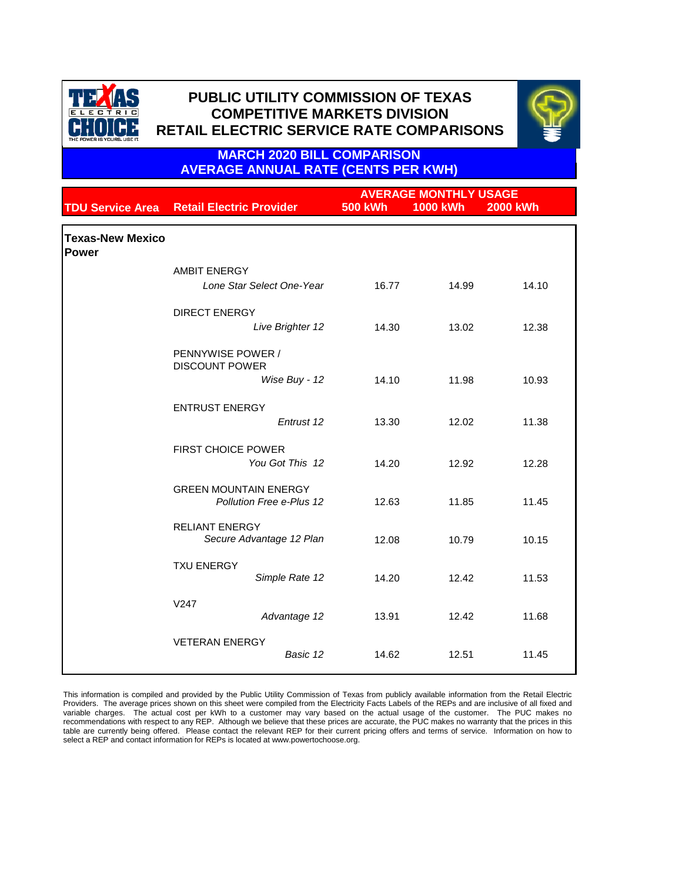# PUBLIC UTILITY COMMISSION OF TEXAS
# COMPETITIVE MARKETS DIVISION
# RETAIL ELECTRIC SERVICE RATE COMPARISONS

## MARCH 2020 BILL COMPARISON
## AVERAGE ANNUAL RATE (CENTS PER KWH)

| TDU Service Area | Retail Electric Provider | AVERAGE MONTHLY USAGE 500 kWh | 1000 kWh | 2000 kWh |
|---|---|---|---|---|
| **Texas-New Mexico Power** | | | | |
| | AMBIT ENERGY | | | |
| | *Lone Star Select One-Year* | 16.77 | 14.99 | 14.10 |
| | DIRECT ENERGY | | | |
| | *Live Brighter 12* | 14.30 | 13.02 | 12.38 |
| | PENNYWISE POWER / DISCOUNT POWER | | | |
| | *Wise Buy - 12* | 14.10 | 11.98 | 10.93 |
| | ENTRUST ENERGY | | | |
| | *Entrust 12* | 13.30 | 12.02 | 11.38 |
| | FIRST CHOICE POWER | | | |
| | *You Got This 12* | 14.20 | 12.92 | 12.28 |
| | GREEN MOUNTAIN ENERGY | | | |
| | *Pollution Free e-Plus 12* | 12.63 | 11.85 | 11.45 |
| | RELIANT ENERGY | | | |
| | *Secure Advantage 12 Plan* | 12.08 | 10.79 | 10.15 |
| | TXU ENERGY | | | |
| | *Simple Rate 12* | 14.20 | 12.42 | 11.53 |
| | V247 | | | |
| | *Advantage 12* | 13.91 | 12.42 | 11.68 |
| | VETERAN ENERGY | | | |
| | *Basic 12* | 14.62 | 12.51 | 11.45 |

This information is compiled and provided by the Public Utility Commission of Texas from publicly available information from the Retail Electric Providers. The average prices shown on this sheet were compiled from the Electricity Facts Labels of the REPs and are inclusive of all fixed and variable charges. The actual cost per kWh to a customer may vary based on the actual usage of the customer. The PUC makes no recommendations with respect to any REP. Although we believe that these prices are accurate, the PUC makes no warranty that the prices in this table are currently being offered. Please contact the relevant REP for their current pricing offers and terms of service. Information on how to select a REP and contact information for REPs is located at www.powertochoose.org.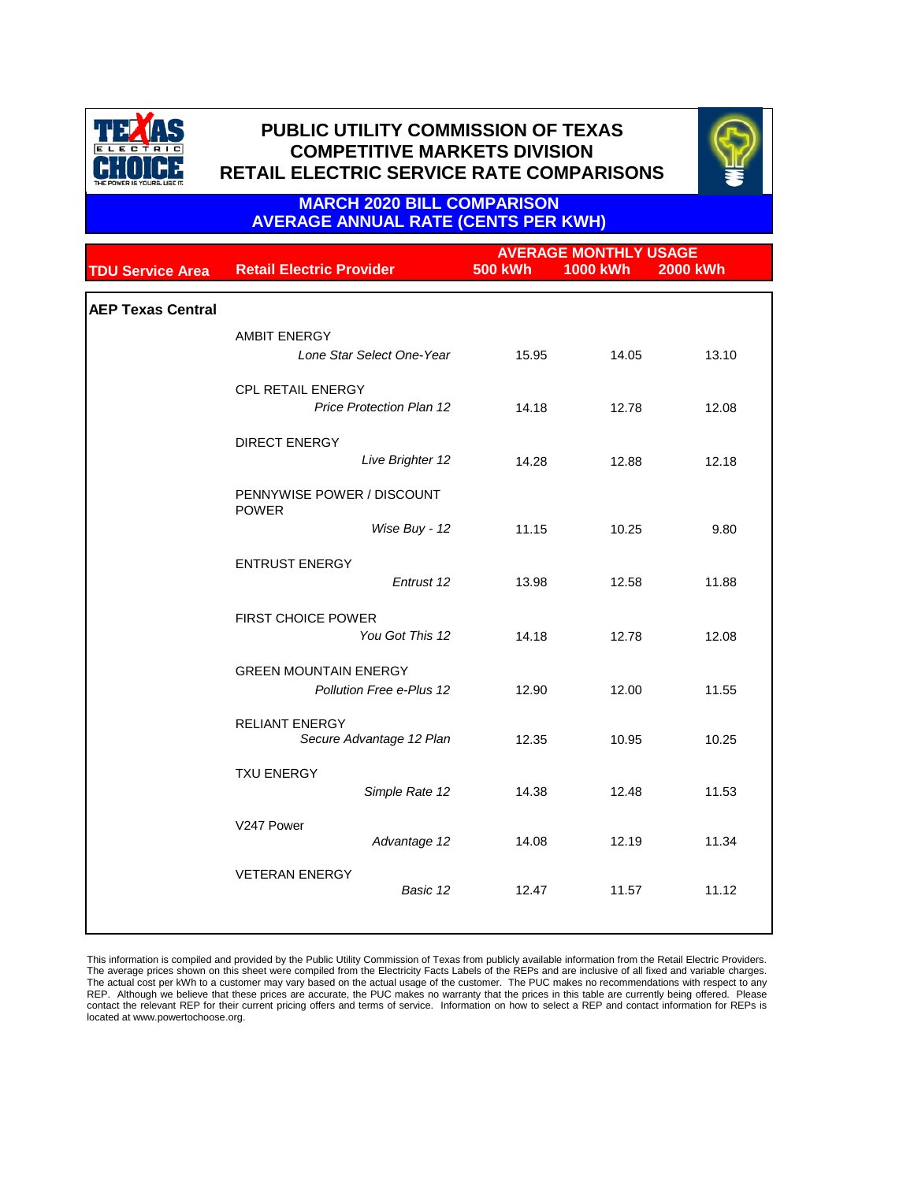# PUBLIC UTILITY COMMISSION OF TEXAS
## COMPETITIVE MARKETS DIVISION
## RETAIL ELECTRIC SERVICE RATE COMPARISONS

### MARCH 2020 BILL COMPARISON
### AVERAGE ANNUAL RATE (CENTS PER KWH)

| TDU Service Area | Retail Electric Provider | AVERAGE MONTHLY USAGE 500 kWh | 1000 kWh | 2000 kWh |
|---|---|---|---|---|
| **AEP Texas Central** | | | | |
| | AMBIT ENERGY | | | |
| | *Lone Star Select One-Year* | 15.95 | 14.05 | 13.10 |
| | CPL RETAIL ENERGY | | | |
| | *Price Protection Plan 12* | 14.18 | 12.78 | 12.08 |
| | DIRECT ENERGY | | | |
| | *Live Brighter 12* | 14.28 | 12.88 | 12.18 |
| | PENNYWISE POWER / DISCOUNT POWER | | | |
| | *Wise Buy - 12* | 11.15 | 10.25 | 9.80 |
| | ENTRUST ENERGY | | | |
| | *Entrust 12* | 13.98 | 12.58 | 11.88 |
| | FIRST CHOICE POWER | | | |
| | *You Got This 12* | 14.18 | 12.78 | 12.08 |
| | GREEN MOUNTAIN ENERGY | | | |
| | *Pollution Free e-Plus 12* | 12.90 | 12.00 | 11.55 |
| | RELIANT ENERGY | | | |
| | *Secure Advantage 12 Plan* | 12.35 | 10.95 | 10.25 |
| | TXU ENERGY | | | |
| | *Simple Rate 12* | 14.38 | 12.48 | 11.53 |
| | V247 Power | | | |
| | *Advantage 12* | 14.08 | 12.19 | 11.34 |
| | VETERAN ENERGY | | | |
| | *Basic 12* | 12.47 | 11.57 | 11.12 |

This information is compiled and provided by the Public Utility Commission of Texas from publicly available information from the Retail Electric Providers. The average prices shown on this sheet were compiled from the Electricity Facts Labels of the REPs and are inclusive of all fixed and variable charges. The actual cost per kWh to a customer may vary based on the actual usage of the customer. The PUC makes no recommendations with respect to any REP. Although we believe that these prices are accurate, the PUC makes no warranty that the prices in this table are currently being offered. Please contact the relevant REP for their current pricing offers and terms of service. Information on how to select a REP and contact information for REPs is located at www.powertochoose.org.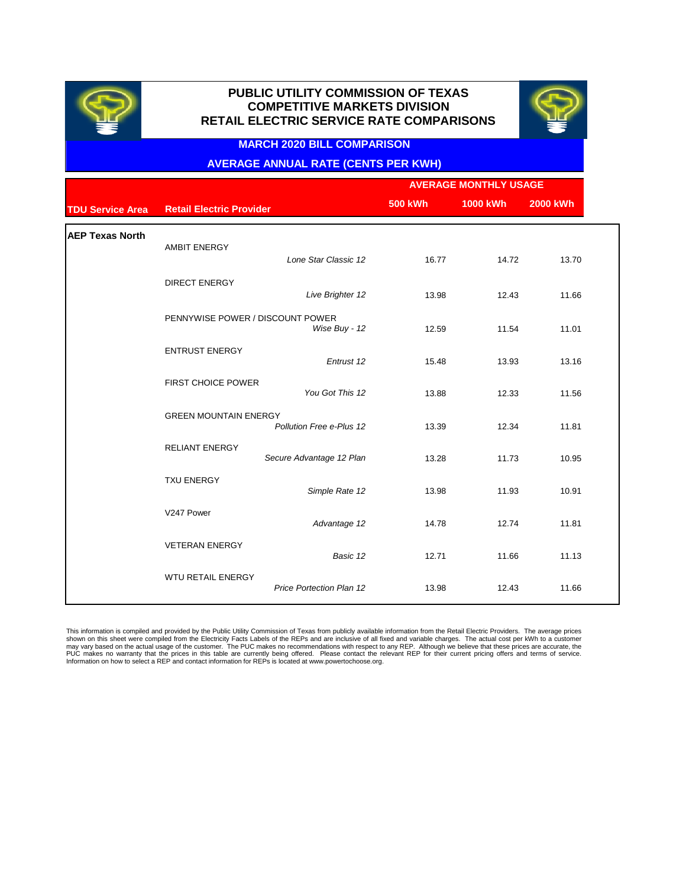# PUBLIC UTILITY COMMISSION OF TEXAS
## COMPETITIVE MARKETS DIVISION
## RETAIL ELECTRIC SERVICE RATE COMPARISONS

**MARCH 2020 BILL COMPARISON**

**AVERAGE ANNUAL RATE (CENTS PER KWH)**

| TDU Service Area | Retail Electric Provider | | AVERAGE MONTHLY USAGE 500 kWh | 1000 kWh | 2000 kWh |
|---|---|---|---|---|---|
| **AEP Texas North** | | | | | |
| | AMBIT ENERGY | *Lone Star Classic 12* | 16.77 | 14.72 | 13.70 |
| | DIRECT ENERGY | *Live Brighter 12* | 13.98 | 12.43 | 11.66 |
| | PENNYWISE POWER / DISCOUNT POWER | *Wise Buy - 12* | 12.59 | 11.54 | 11.01 |
| | ENTRUST ENERGY | *Entrust 12* | 15.48 | 13.93 | 13.16 |
| | FIRST CHOICE POWER | *You Got This 12* | 13.88 | 12.33 | 11.56 |
| | GREEN MOUNTAIN ENERGY | *Pollution Free e-Plus 12* | 13.39 | 12.34 | 11.81 |
| | RELIANT ENERGY | *Secure Advantage 12 Plan* | 13.28 | 11.73 | 10.95 |
| | TXU ENERGY | *Simple Rate 12* | 13.98 | 11.93 | 10.91 |
| | V247 Power | *Advantage 12* | 14.78 | 12.74 | 11.81 |
| | VETERAN ENERGY | *Basic 12* | 12.71 | 11.66 | 11.13 |
| | WTU RETAIL ENERGY | *Price Portection Plan 12* | 13.98 | 12.43 | 11.66 |

This information is compiled and provided by the Public Utility Commission of Texas from publicly available information from the Retail Electric Providers. The average prices shown on this sheet were compiled from the Electricity Facts Labels of the REPs and are inclusive of all fixed and variable charges. The actual cost per kWh to a customer may vary based on the actual usage of the customer. The PUC makes no recommendations with respect to any REP. Although we believe that these prices are accurate, the PUC makes no warranty that the prices in this table are currently being offered. Please contact the relevant REP for their current pricing offers and terms of service. Information on how to select a REP and contact information for REPs is located at www.powertochoose.org.